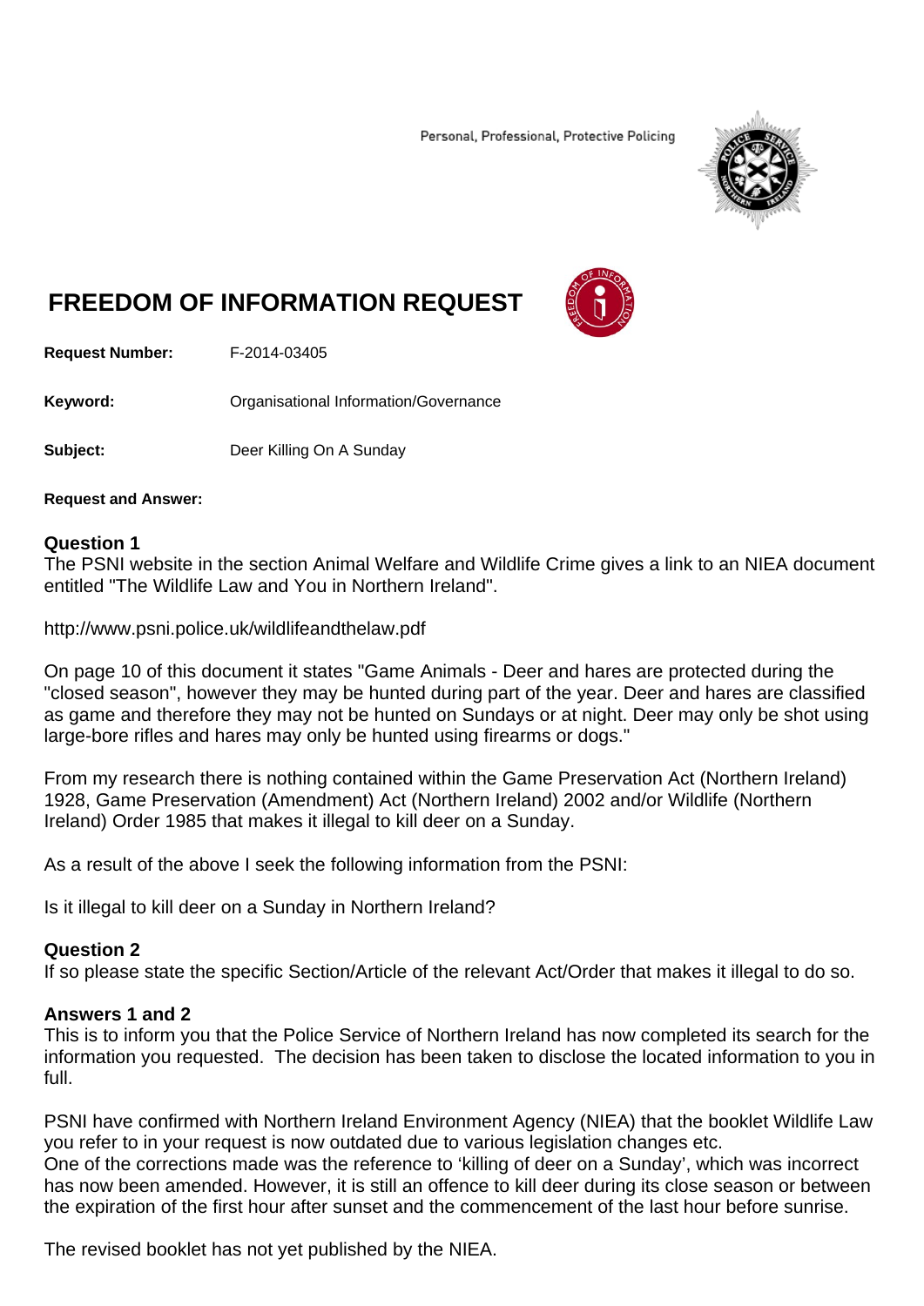Personal, Professional, Protective Policing

# FREEDOM OF INFORMATION REQUEST

**Request Number:** F-2014-03405

**Keyword:** Organisational Information/Governance

**Subject:** Deer Killing On A Sunday

**Request and Answer:**

### Question 1

The PSNI website in the section Animal Welfare and Wildlife Crime gives a link to an NIEA document entitled "The Wildlife Law and You in Northern Ireland".

http://www.psni.police.uk/wildlifeandthelaw.pdf

On page 10 of this document it states "Game Animals - Deer and hares are protected during the "closed season", however they may be hunted during part of the year. Deer and hares are classified as game and therefore they may not be hunted on Sundays or at night. Deer may only be shot using large-bore rifles and hares may only be hunted using firearms or dogs."

From my research there is nothing contained within the Game Preservation Act (Northern Ireland) 1928, Game Preservation (Amendment) Act (Northern Ireland) 2002 and/or Wildlife (Northern Ireland) Order 1985 that makes it illegal to kill deer on a Sunday.

As a result of the above I seek the following information from the PSNI:

Is it illegal to kill deer on a Sunday in Northern Ireland?

### Question 2

If so please state the specific Section/Article of the relevant Act/Order that makes it illegal to do so.

### Answers 1 and 2

This is to inform you that the Police Service of Northern Ireland has now completed its search for the information you requested. The decision has been taken to disclose the located information to you in full.

PSNI have confirmed with Northern Ireland Environment Agency (NIEA) that the booklet Wildlife Law you refer to in your request is now outdated due to various legislation changes etc.
One of the corrections made was the reference to 'killing of deer on a Sunday', which was incorrect has now been amended. However, it is still an offence to kill deer during its close season or between the expiration of the first hour after sunset and the commencement of the last hour before sunrise.

The revised booklet has not yet published by the NIEA.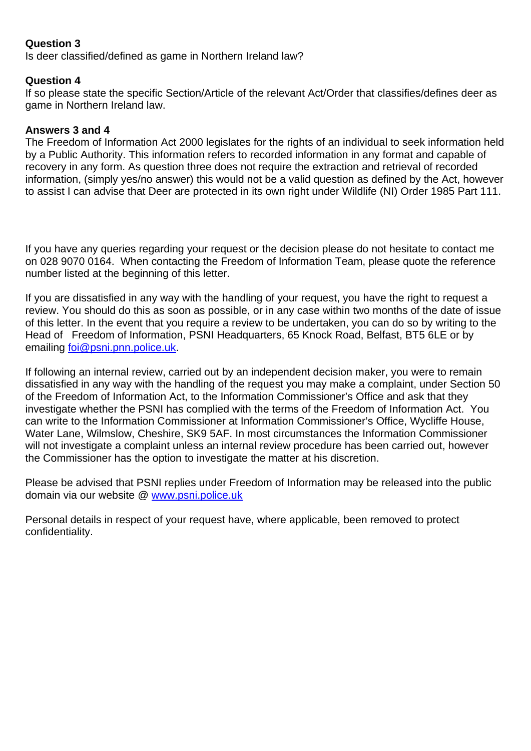**Question 3**
Is deer classified/defined as game in Northern Ireland law?

**Question 4**
If so please state the specific Section/Article of the relevant Act/Order that classifies/defines deer as game in Northern Ireland law.

**Answers 3 and 4**
The Freedom of Information Act 2000 legislates for the rights of an individual to seek information held by a Public Authority. This information refers to recorded information in any format and capable of recovery in any form. As question three does not require the extraction and retrieval of recorded information, (simply yes/no answer) this would not be a valid question as defined by the Act, however to assist I can advise that Deer are protected in its own right under Wildlife (NI) Order 1985 Part 111.

If you have any queries regarding your request or the decision please do not hesitate to contact me on 028 9070 0164. When contacting the Freedom of Information Team, please quote the reference number listed at the beginning of this letter.

If you are dissatisfied in any way with the handling of your request, you have the right to request a review. You should do this as soon as possible, or in any case within two months of the date of issue of this letter. In the event that you require a review to be undertaken, you can do so by writing to the Head of Freedom of Information, PSNI Headquarters, 65 Knock Road, Belfast, BT5 6LE or by emailing foi@psni.pnn.police.uk.

If following an internal review, carried out by an independent decision maker, you were to remain dissatisfied in any way with the handling of the request you may make a complaint, under Section 50 of the Freedom of Information Act, to the Information Commissioner's Office and ask that they investigate whether the PSNI has complied with the terms of the Freedom of Information Act. You can write to the Information Commissioner at Information Commissioner's Office, Wycliffe House, Water Lane, Wilmslow, Cheshire, SK9 5AF. In most circumstances the Information Commissioner will not investigate a complaint unless an internal review procedure has been carried out, however the Commissioner has the option to investigate the matter at his discretion.

Please be advised that PSNI replies under Freedom of Information may be released into the public domain via our website @ www.psni.police.uk

Personal details in respect of your request have, where applicable, been removed to protect confidentiality.